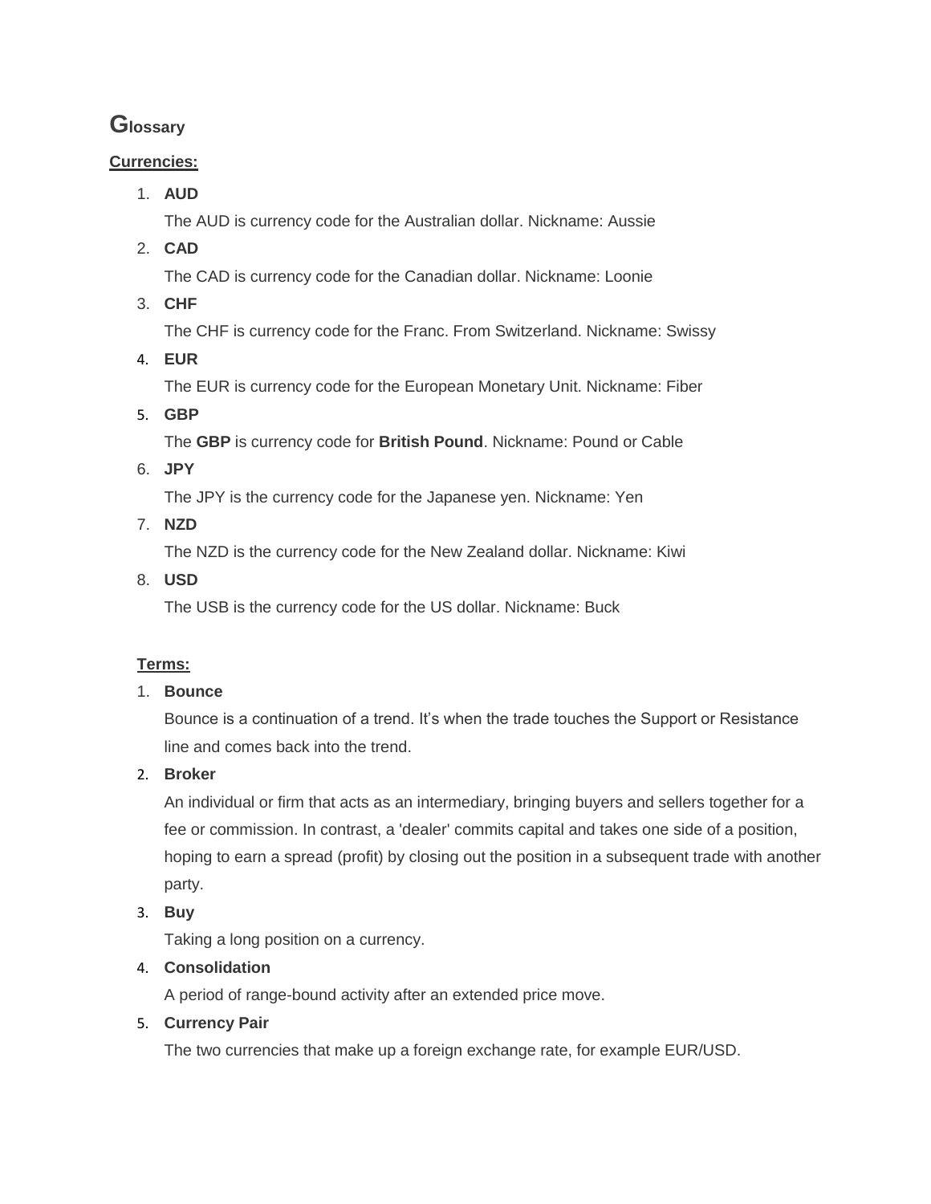# Glossary

**Currencies:**

1. **AUD**

   The AUD is currency code for the Australian dollar. Nickname: Aussie

2. **CAD**

   The CAD is currency code for the Canadian dollar. Nickname: Loonie

3. **CHF**

   The CHF is currency code for the Franc. From Switzerland. Nickname: Swissy

4. **EUR**

   The EUR is currency code for the European Monetary Unit. Nickname: Fiber

5. **GBP**

   The **GBP** is currency code for **British Pound**. Nickname: Pound or Cable

6. **JPY**

   The JPY is the currency code for the Japanese yen. Nickname: Yen

7. **NZD**

   The NZD is the currency code for the New Zealand dollar. Nickname: Kiwi

8. **USD**

   The USB is the currency code for the US dollar. Nickname: Buck

**Terms:**

1. **Bounce**

   Bounce is a continuation of a trend. It's when the trade touches the Support or Resistance line and comes back into the trend.

2. **Broker**

   An individual or firm that acts as an intermediary, bringing buyers and sellers together for a fee or commission. In contrast, a 'dealer' commits capital and takes one side of a position, hoping to earn a spread (profit) by closing out the position in a subsequent trade with another party.

3. **Buy**

   Taking a long position on a currency.

4. **Consolidation**

   A period of range-bound activity after an extended price move.

5. **Currency Pair**

   The two currencies that make up a foreign exchange rate, for example EUR/USD.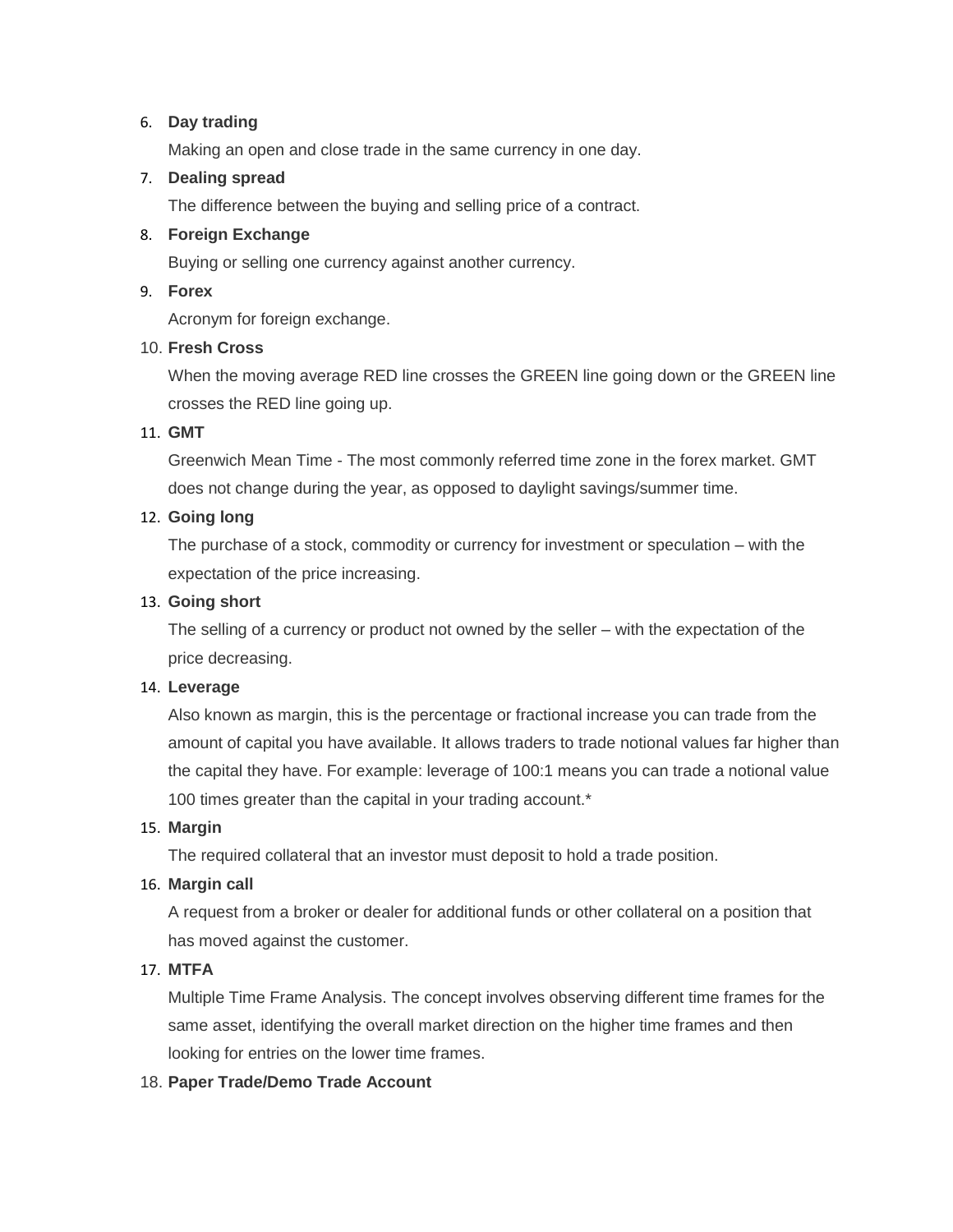6. **Day trading**

   Making an open and close trade in the same currency in one day.

7. **Dealing spread**

   The difference between the buying and selling price of a contract.

8. **Foreign Exchange**

   Buying or selling one currency against another currency.

9. **Forex**

   Acronym for foreign exchange.

10. **Fresh Cross**

    When the moving average RED line crosses the GREEN line going down or the GREEN line crosses the RED line going up.

11. **GMT**

    Greenwich Mean Time - The most commonly referred time zone in the forex market. GMT does not change during the year, as opposed to daylight savings/summer time.

12. **Going long**

    The purchase of a stock, commodity or currency for investment or speculation – with the expectation of the price increasing.

13. **Going short**

    The selling of a currency or product not owned by the seller – with the expectation of the price decreasing.

14. **Leverage**

    Also known as margin, this is the percentage or fractional increase you can trade from the amount of capital you have available. It allows traders to trade notional values far higher than the capital they have. For example: leverage of 100:1 means you can trade a notional value 100 times greater than the capital in your trading account.*

15. **Margin**

    The required collateral that an investor must deposit to hold a trade position.

16. **Margin call**

    A request from a broker or dealer for additional funds or other collateral on a position that has moved against the customer.

17. **MTFA**

    Multiple Time Frame Analysis. The concept involves observing different time frames for the same asset, identifying the overall market direction on the higher time frames and then looking for entries on the lower time frames.

18. **Paper Trade/Demo Trade Account**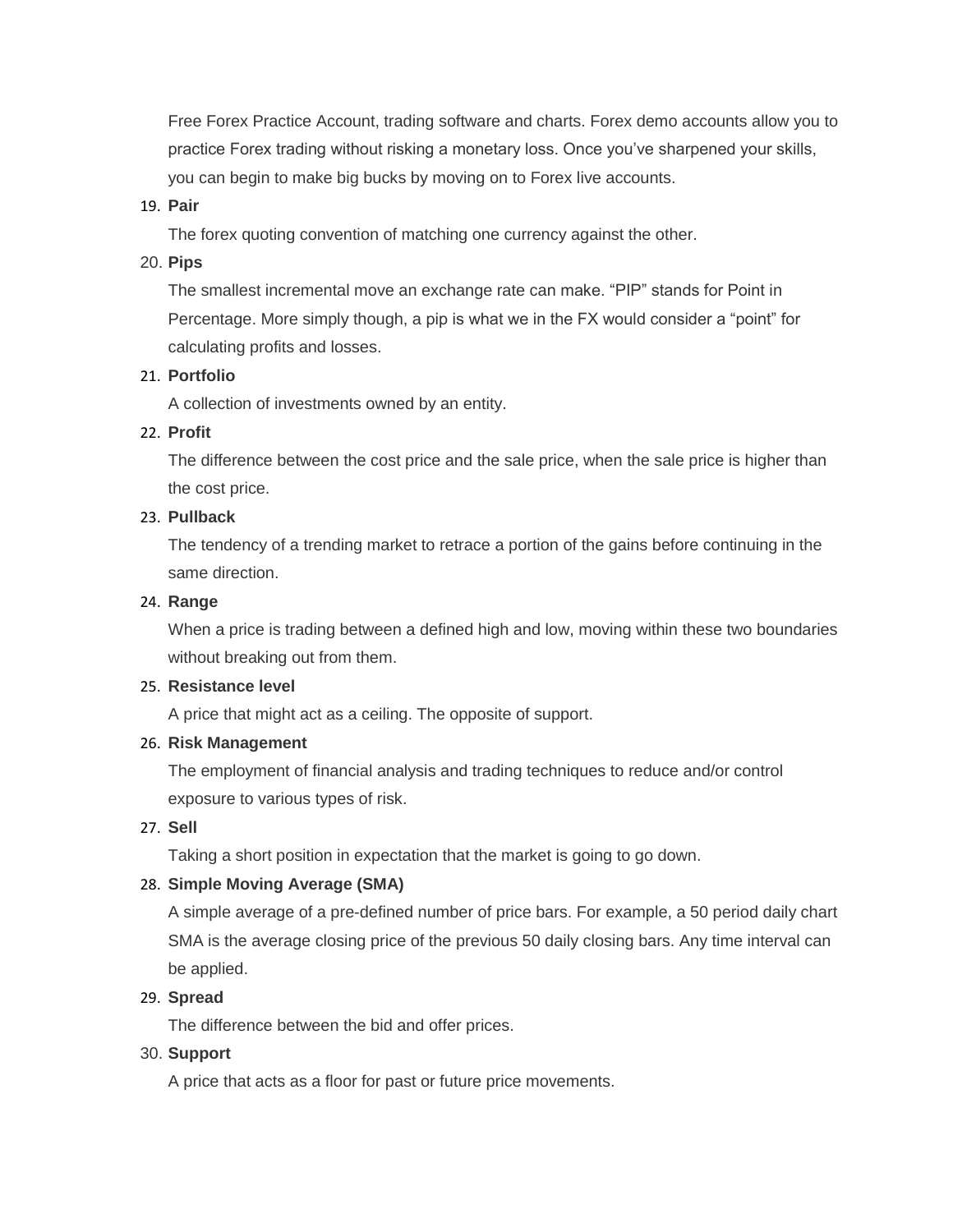Free Forex Practice Account, trading software and charts. Forex demo accounts allow you to practice Forex trading without risking a monetary loss. Once you've sharpened your skills, you can begin to make big bucks by moving on to Forex live accounts.

19. **Pair**

    The forex quoting convention of matching one currency against the other.

20. **Pips**

    The smallest incremental move an exchange rate can make. "PIP" stands for Point in Percentage. More simply though, a pip is what we in the FX would consider a "point" for calculating profits and losses.

21. **Portfolio**

    A collection of investments owned by an entity.

22. **Profit**

    The difference between the cost price and the sale price, when the sale price is higher than the cost price.

23. **Pullback**

    The tendency of a trending market to retrace a portion of the gains before continuing in the same direction.

24. **Range**

    When a price is trading between a defined high and low, moving within these two boundaries without breaking out from them.

25. **Resistance level**

    A price that might act as a ceiling. The opposite of support.

26. **Risk Management**

    The employment of financial analysis and trading techniques to reduce and/or control exposure to various types of risk.

27. **Sell**

    Taking a short position in expectation that the market is going to go down.

28. **Simple Moving Average (SMA)**

    A simple average of a pre-defined number of price bars. For example, a 50 period daily chart SMA is the average closing price of the previous 50 daily closing bars. Any time interval can be applied.

29. **Spread**

    The difference between the bid and offer prices.

30. **Support**

    A price that acts as a floor for past or future price movements.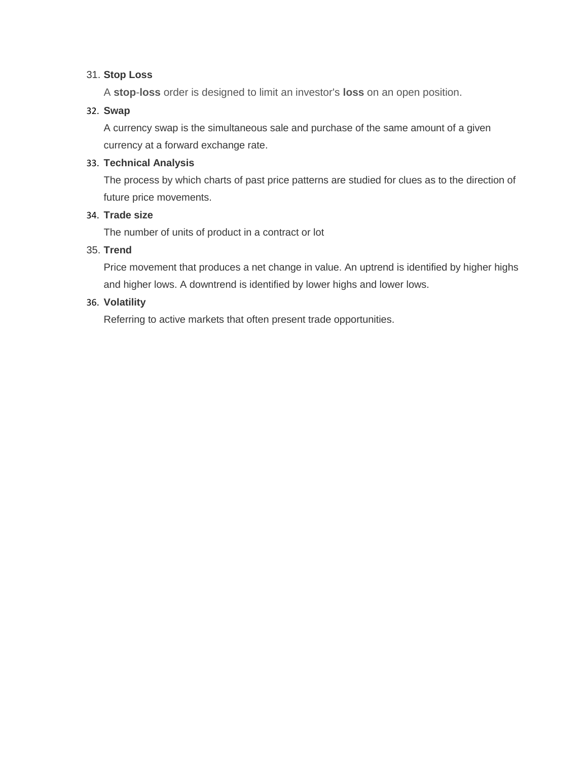31. **Stop Loss**

    A **stop**-**loss** order is designed to limit an investor's **loss** on an open position.

32. **Swap**

    A currency swap is the simultaneous sale and purchase of the same amount of a given currency at a forward exchange rate.

33. **Technical Analysis**

    The process by which charts of past price patterns are studied for clues as to the direction of future price movements.

34. **Trade size**

    The number of units of product in a contract or lot

35. **Trend**

    Price movement that produces a net change in value. An uptrend is identified by higher highs and higher lows. A downtrend is identified by lower highs and lower lows.

36. **Volatility**

    Referring to active markets that often present trade opportunities.